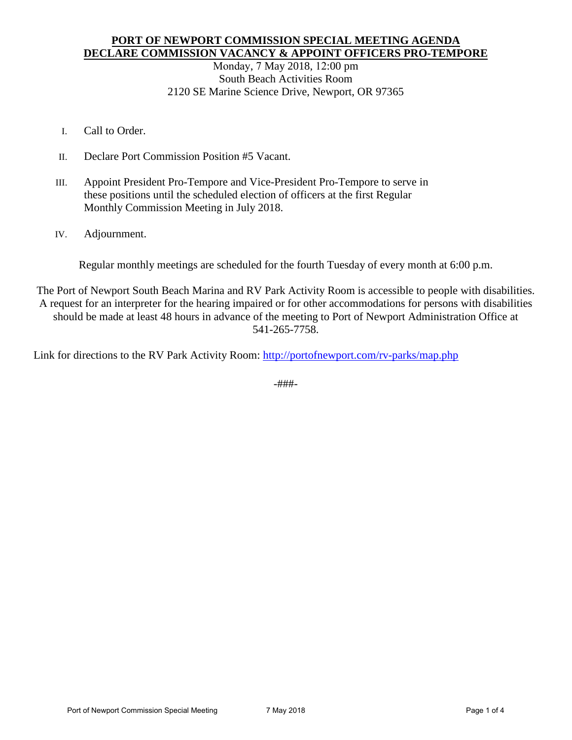# PORT OF NEWPORT COMMISSION SPECIAL MEETING AGENDA
## DECLARE COMMISSION VACANCY & APPOINT OFFICERS PRO-TEMPORE

Monday, 7 May 2018, 12:00 pm
South Beach Activities Room
2120 SE Marine Science Drive, Newport, OR 97365

I. Call to Order.

II. Declare Port Commission Position #5 Vacant.

III. Appoint President Pro-Tempore and Vice-President Pro-Tempore to serve in these positions until the scheduled election of officers at the first Regular Monthly Commission Meeting in July 2018.

IV. Adjournment.

Regular monthly meetings are scheduled for the fourth Tuesday of every month at 6:00 p.m.

The Port of Newport South Beach Marina and RV Park Activity Room is accessible to people with disabilities. A request for an interpreter for the hearing impaired or for other accommodations for persons with disabilities should be made at least 48 hours in advance of the meeting to Port of Newport Administration Office at 541-265-7758.

Link for directions to the RV Park Activity Room: [http://portofnewport.com/rv-parks/map.php](http://portofnewport.com/rv-parks/map.php)

-###-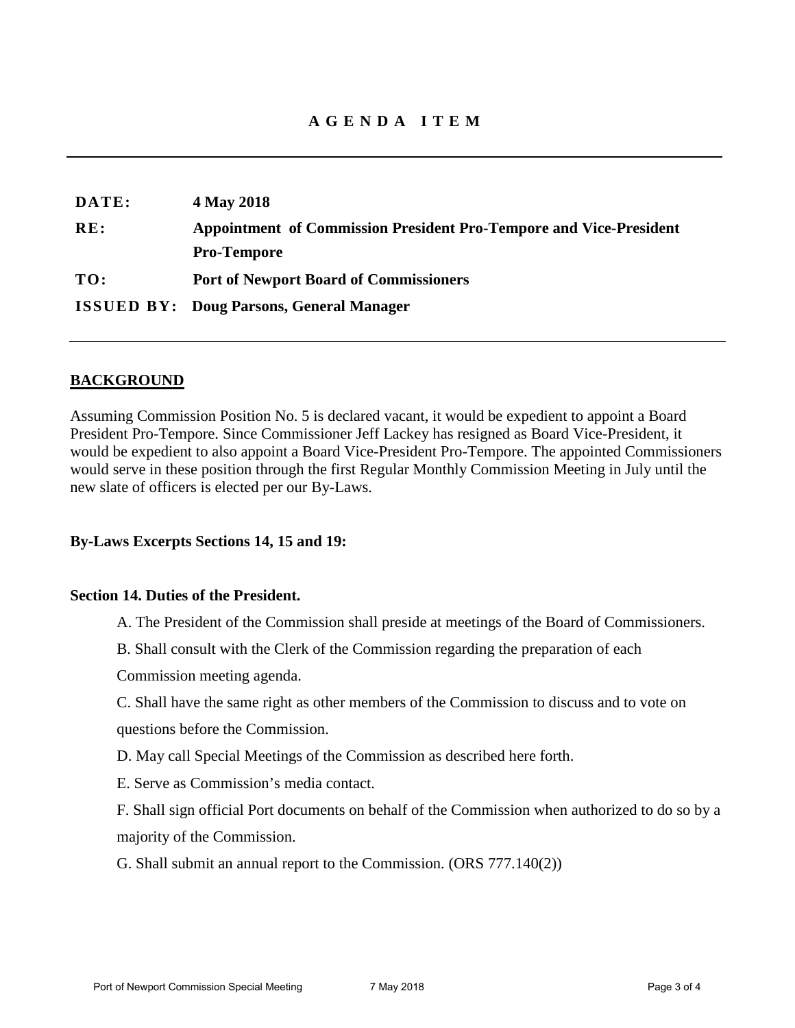# AGENDA ITEM

---

**DATE:** **4 May 2018**

**RE:** **Appointment of Commission President Pro-Tempore and Vice-President Pro-Tempore**

**TO:** **Port of Newport Board of Commissioners**

**ISSUED BY:** **Doug Parsons, General Manager**

---

## BACKGROUND

Assuming Commission Position No. 5 is declared vacant, it would be expedient to appoint a Board President Pro-Tempore. Since Commissioner Jeff Lackey has resigned as Board Vice-President, it would be expedient to also appoint a Board Vice-President Pro-Tempore. The appointed Commissioners would serve in these position through the first Regular Monthly Commission Meeting in July until the new slate of officers is elected per our By-Laws.

**By-Laws Excerpts Sections 14, 15 and 19:**

**Section 14. Duties of the President.**

A. The President of the Commission shall preside at meetings of the Board of Commissioners.

B. Shall consult with the Clerk of the Commission regarding the preparation of each Commission meeting agenda.

C. Shall have the same right as other members of the Commission to discuss and to vote on questions before the Commission.

D. May call Special Meetings of the Commission as described here forth.

E. Serve as Commission's media contact.

F. Shall sign official Port documents on behalf of the Commission when authorized to do so by a majority of the Commission.

G. Shall submit an annual report to the Commission. (ORS 777.140(2))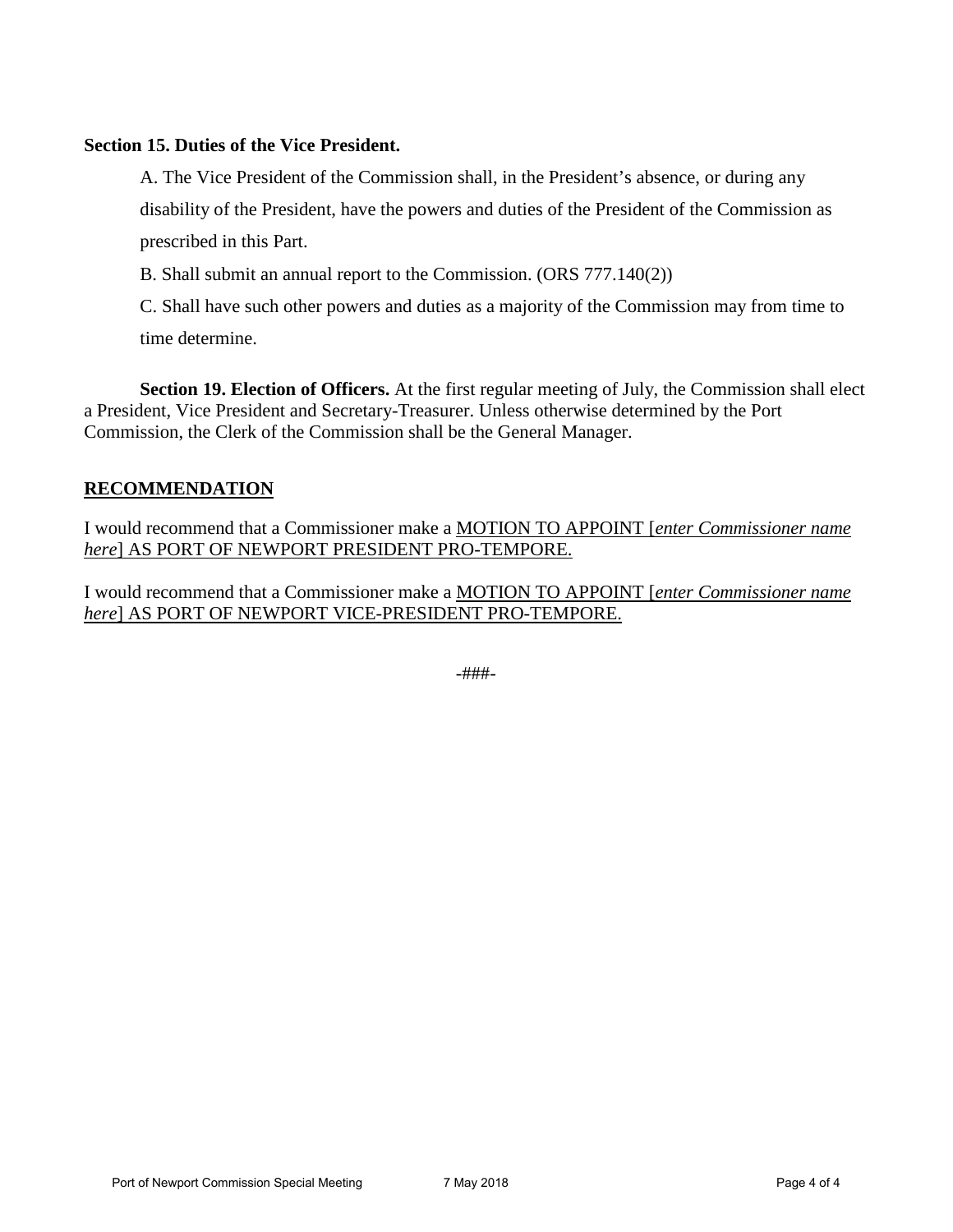**Section 15. Duties of the Vice President.**

A. The Vice President of the Commission shall, in the President's absence, or during any disability of the President, have the powers and duties of the President of the Commission as prescribed in this Part.

B. Shall submit an annual report to the Commission. (ORS 777.140(2))

C. Shall have such other powers and duties as a majority of the Commission may from time to time determine.

**Section 19. Election of Officers.** At the first regular meeting of July, the Commission shall elect a President, Vice President and Secretary-Treasurer. Unless otherwise determined by the Port Commission, the Clerk of the Commission shall be the General Manager.

## RECOMMENDATION

I would recommend that a Commissioner make a MOTION TO APPOINT [*enter Commissioner name here*] AS PORT OF NEWPORT PRESIDENT PRO-TEMPORE.

I would recommend that a Commissioner make a MOTION TO APPOINT [*enter Commissioner name here*] AS PORT OF NEWPORT VICE-PRESIDENT PRO-TEMPORE.

-###-